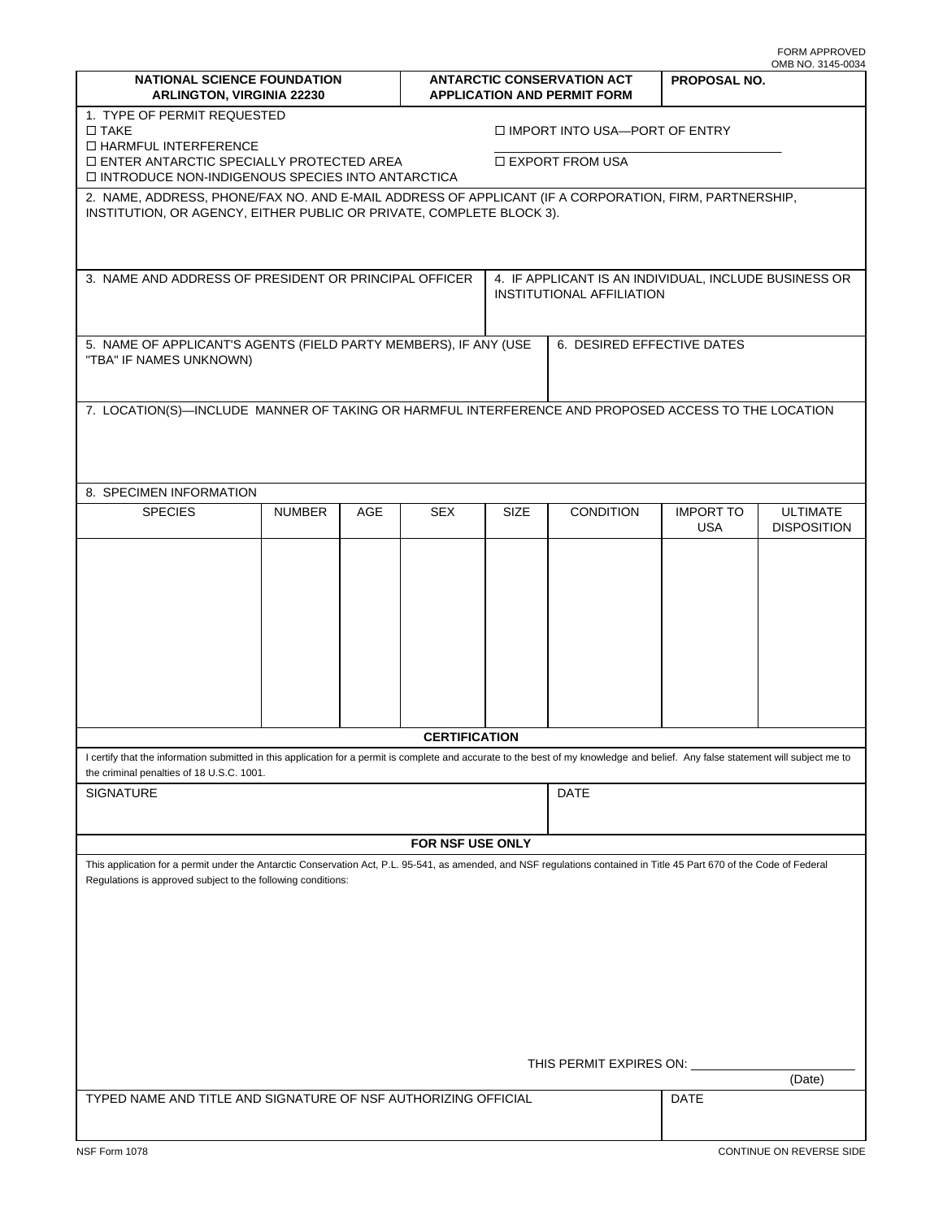FORM APPROVED
OMB NO. 3145-0034

| NATIONAL SCIENCE FOUNDATION ARLINGTON, VIRGINIA 22230 | ANTARCTIC CONSERVATION ACT APPLICATION AND PERMIT FORM | PROPOSAL NO. |
|---|---|---|

1. TYPE OF PERMIT REQUESTED

☐ TAKE
☐ HARMFUL INTERFERENCE
☐ ENTER ANTARCTIC SPECIALLY PROTECTED AREA
☐ INTRODUCE NON-INDIGENOUS SPECIES INTO ANTARCTICA
☐ IMPORT INTO USA—PORT OF ENTRY ______________________________
☐ EXPORT FROM USA

2. NAME, ADDRESS, PHONE/FAX NO. AND E-MAIL ADDRESS OF APPLICANT (IF A CORPORATION, FIRM, PARTNERSHIP, INSTITUTION, OR AGENCY, EITHER PUBLIC OR PRIVATE, COMPLETE BLOCK 3).

3. NAME AND ADDRESS OF PRESIDENT OR PRINCIPAL OFFICER

4. IF APPLICANT IS AN INDIVIDUAL, INCLUDE BUSINESS OR INSTITUTIONAL AFFILIATION

5. NAME OF APPLICANT'S AGENTS (FIELD PARTY MEMBERS), IF ANY (USE "TBA" IF NAMES UNKNOWN)

6. DESIRED EFFECTIVE DATES

7. LOCATION(S)—INCLUDE MANNER OF TAKING OR HARMFUL INTERFERENCE AND PROPOSED ACCESS TO THE LOCATION

8. SPECIMEN INFORMATION

| SPECIES | NUMBER | AGE | SEX | SIZE | CONDITION | IMPORT TO USA | ULTIMATE DISPOSITION |
|---|---|---|---|---|---|---|---|
| | | | | | | | |

**CERTIFICATION**

I certify that the information submitted in this application for a permit is complete and accurate to the best of my knowledge and belief. Any false statement will subject me to the criminal penalties of 18 U.S.C. 1001.

| SIGNATURE | DATE |
|---|---|
| | |

**FOR NSF USE ONLY**

This application for a permit under the Antarctic Conservation Act, P.L. 95-541, as amended, and NSF regulations contained in Title 45 Part 670 of the Code of Federal Regulations is approved subject to the following conditions:

THIS PERMIT EXPIRES ON: ______________________
(Date)

| TYPED NAME AND TITLE AND SIGNATURE OF NSF AUTHORIZING OFFICIAL | DATE |
|---|---|
| | |

NSF Form 1078

CONTINUE ON REVERSE SIDE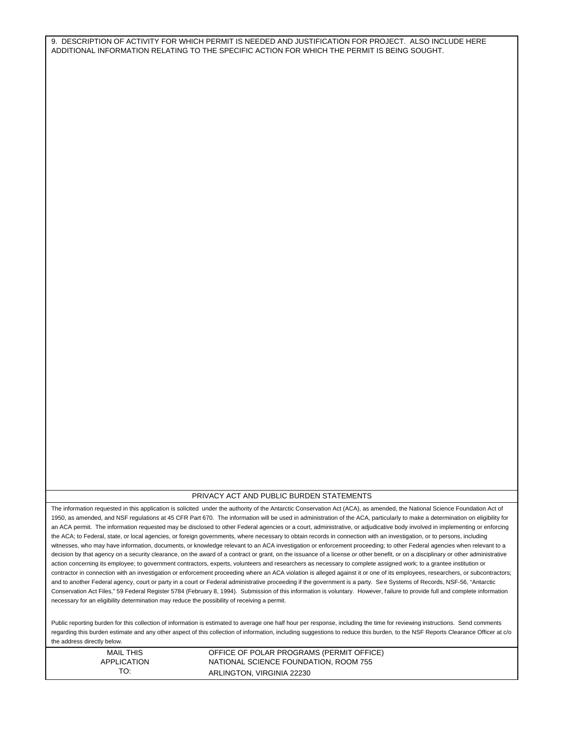9. DESCRIPTION OF ACTIVITY FOR WHICH PERMIT IS NEEDED AND JUSTIFICATION FOR PROJECT. ALSO INCLUDE HERE ADDITIONAL INFORMATION RELATING TO THE SPECIFIC ACTION FOR WHICH THE PERMIT IS BEING SOUGHT.

## PRIVACY ACT AND PUBLIC BURDEN STATEMENTS

The information requested in this application is solicited under the authority of the Antarctic Conservation Act (ACA), as amended, the National Science Foundation Act of 1950, as amended, and NSF regulations at 45 CFR Part 670. The information will be used in administration of the ACA, particularly to make a determination on eligibility for an ACA permit. The information requested may be disclosed to other Federal agencies or a court, administrative, or adjudicative body involved in implementing or enforcing the ACA; to Federal, state, or local agencies, or foreign governments, where necessary to obtain records in connection with an investigation, or to persons, including witnesses, who may have information, documents, or knowledge relevant to an ACA investigation or enforcement proceeding; to other Federal agencies when relevant to a decision by that agency on a security clearance, on the award of a contract or grant, on the issuance of a license or other benefit, or on a disciplinary or other administrative action concerning its employee; to government contractors, experts, volunteers and researchers as necessary to complete assigned work; to a grantee institution or contractor in connection with an investigation or enforcement proceeding where an ACA violation is alleged against it or one of its employees, researchers, or subcontractors; and to another Federal agency, court or party in a court or Federal administrative proceeding if the government is a party. See Systems of Records, NSF-56, "Antarctic Conservation Act Files," 59 Federal Register 5784 (February 8, 1994). Submission of this information is voluntary. However, failure to provide full and complete information necessary for an eligibility determination may reduce the possibility of receiving a permit.

Public reporting burden for this collection of information is estimated to average one half hour per response, including the time for reviewing instructions. Send comments regarding this burden estimate and any other aspect of this collection of information, including suggestions to reduce this burden, to the NSF Reports Clearance Officer at c/o the address directly below.

| | |
|---|---|
| MAIL THIS APPLICATION TO: | OFFICE OF POLAR PROGRAMS (PERMIT OFFICE)<br>NATIONAL SCIENCE FOUNDATION, ROOM 755<br>ARLINGTON, VIRGINIA 22230 |